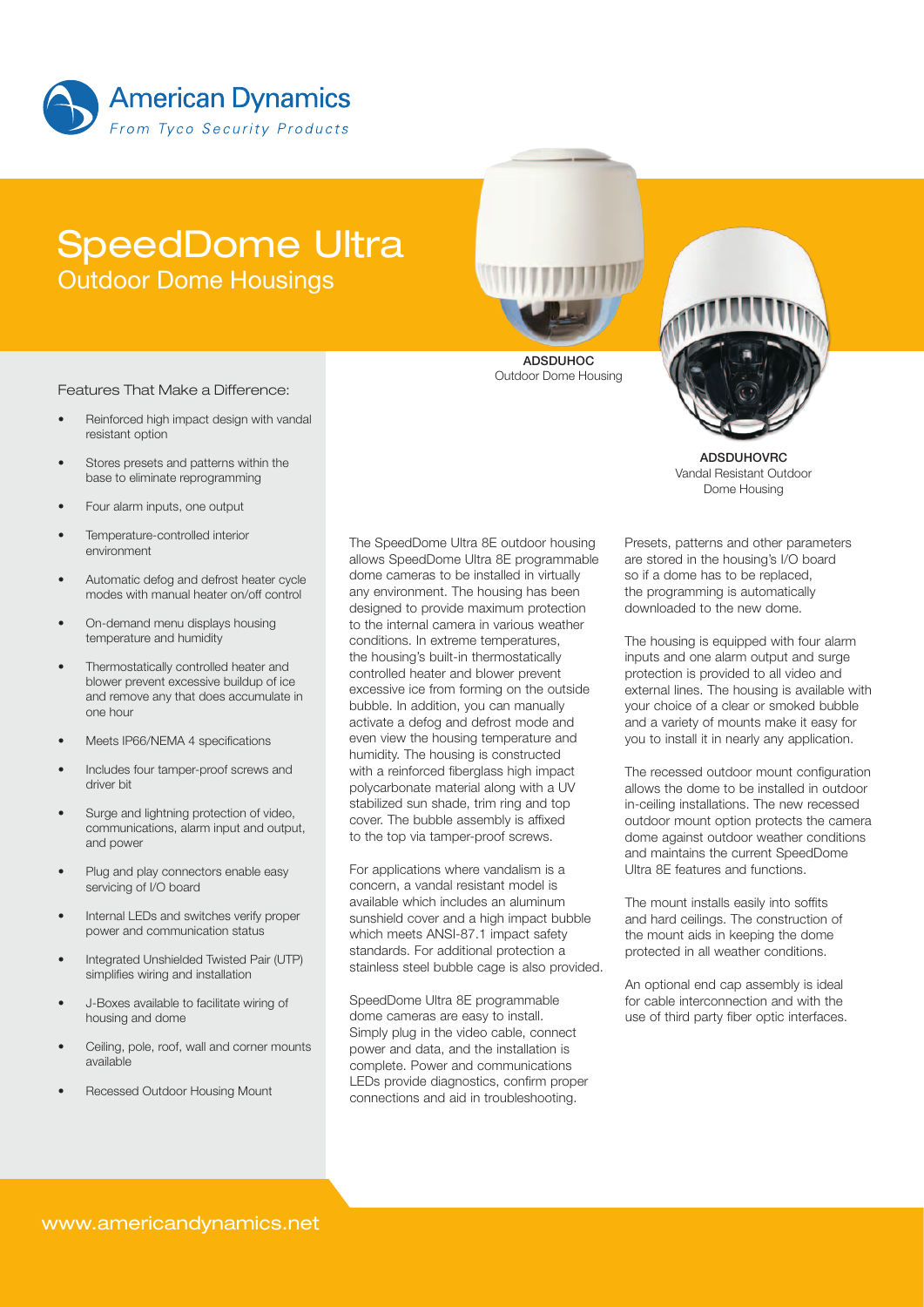American Dynamics
*From Tyco Security Products*

# SpeedDome Ultra
## Outdoor Dome Housings

**ADSDUHOC**
Outdoor Dome Housing

**ADSDUHOVRC**
Vandal Resistant Outdoor Dome Housing

### Features That Make a Difference:

- Reinforced high impact design with vandal resistant option
- Stores presets and patterns within the base to eliminate reprogramming
- Four alarm inputs, one output
- Temperature-controlled interior environment
- Automatic defog and defrost heater cycle modes with manual heater on/off control
- On-demand menu displays housing temperature and humidity
- Thermostatically controlled heater and blower prevent excessive buildup of ice and remove any that does accumulate in one hour
- Meets IP66/NEMA 4 specifications
- Includes four tamper-proof screws and driver bit
- Surge and lightning protection of video, communications, alarm input and output, and power
- Plug and play connectors enable easy servicing of I/O board
- Internal LEDs and switches verify proper power and communication status
- Integrated Unshielded Twisted Pair (UTP) simplifies wiring and installation
- J-Boxes available to facilitate wiring of housing and dome
- Ceiling, pole, roof, wall and corner mounts available
- Recessed Outdoor Housing Mount

The SpeedDome Ultra 8E outdoor housing allows SpeedDome Ultra 8E programmable dome cameras to be installed in virtually any environment. The housing has been designed to provide maximum protection to the internal camera in various weather conditions. In extreme temperatures, the housing's built-in thermostatically controlled heater and blower prevent excessive ice from forming on the outside bubble. In addition, you can manually activate a defog and defrost mode and even view the housing temperature and humidity. The housing is constructed with a reinforced fiberglass high impact polycarbonate material along with a UV stabilized sun shade, trim ring and top cover. The bubble assembly is affixed to the top via tamper-proof screws.

For applications where vandalism is a concern, a vandal resistant model is available which includes an aluminum sunshield cover and a high impact bubble which meets ANSI-87.1 impact safety standards. For additional protection a stainless steel bubble cage is also provided.

SpeedDome Ultra 8E programmable dome cameras are easy to install. Simply plug in the video cable, connect power and data, and the installation is complete. Power and communications LEDs provide diagnostics, confirm proper connections and aid in troubleshooting.

Presets, patterns and other parameters are stored in the housing's I/O board so if a dome has to be replaced, the programming is automatically downloaded to the new dome.

The housing is equipped with four alarm inputs and one alarm output and surge protection is provided to all video and external lines. The housing is available with your choice of a clear or smoked bubble and a variety of mounts make it easy for you to install it in nearly any application.

The recessed outdoor mount configuration allows the dome to be installed in outdoor in-ceiling installations. The new recessed outdoor mount option protects the camera dome against outdoor weather conditions and maintains the current SpeedDome Ultra 8E features and functions.

The mount installs easily into soffits and hard ceilings. The construction of the mount aids in keeping the dome protected in all weather conditions.

An optional end cap assembly is ideal for cable interconnection and with the use of third party fiber optic interfaces.

www.americandynamics.net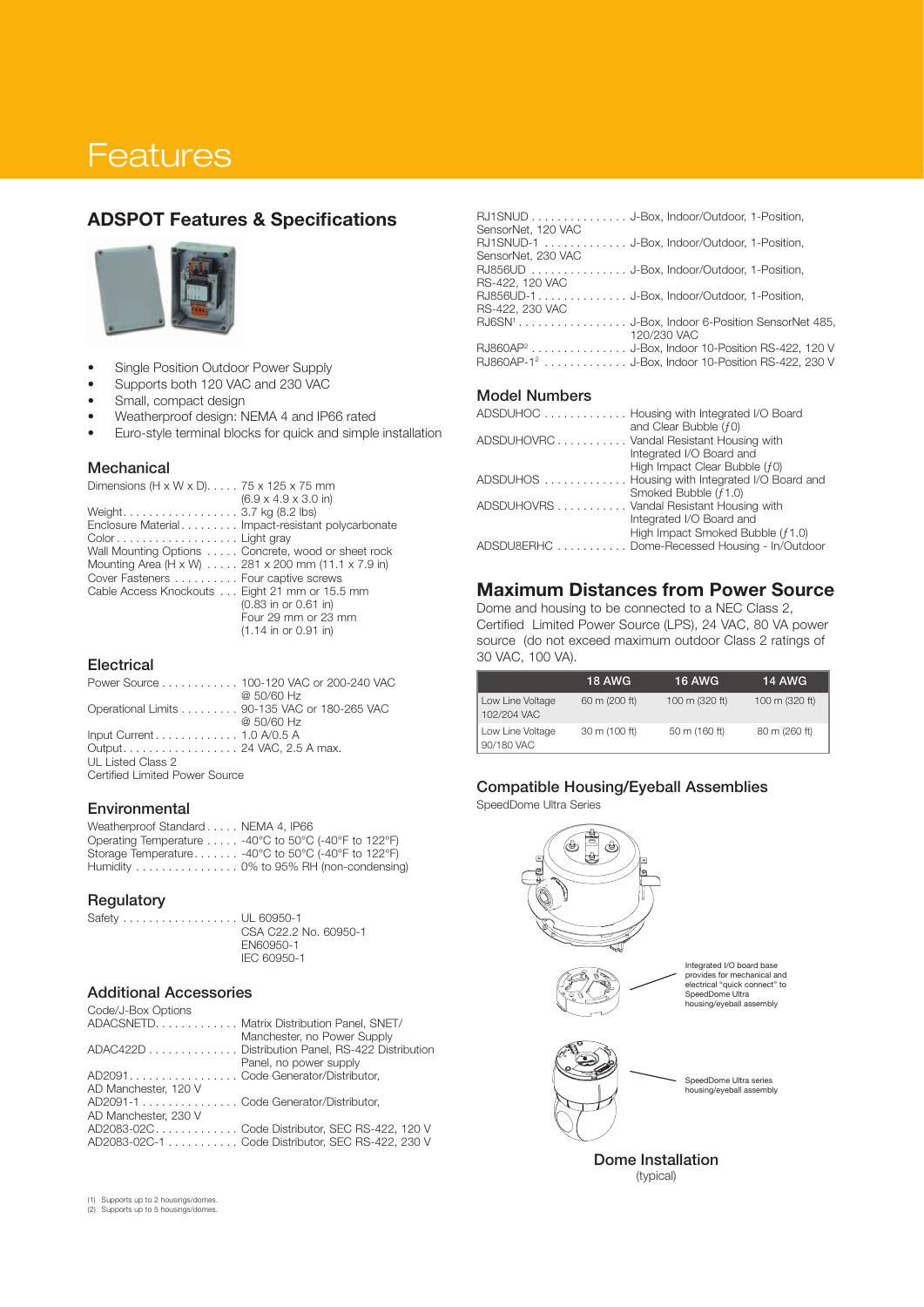# Features

## ADSPOT Features & Specifications

- Single Position Outdoor Power Supply
- Supports both 120 VAC and 230 VAC
- Small, compact design
- Weatherproof design: NEMA 4 and IP66 rated
- Euro-style terminal blocks for quick and simple installation

### Mechanical

Dimensions (H x W x D) . . . . . 75 x 125 x 75 mm (6.9 x 4.9 x 3.0 in)
Weight . . . . . . . . . . . . . . . . . . 3.7 kg (8.2 lbs)
Enclosure Material . . . . . . . . . Impact-resistant polycarbonate
Color . . . . . . . . . . . . . . . . . . . Light gray
Wall Mounting Options . . . . . Concrete, wood or sheet rock
Mounting Area (H x W) . . . . . 281 x 200 mm (11.1 x 7.9 in)
Cover Fasteners . . . . . . . . . . Four captive screws
Cable Access Knockouts . . . Eight 21 mm or 15.5 mm (0.83 in or 0.61 in) Four 29 mm or 23 mm (1.14 in or 0.91 in)

### Electrical

Power Source . . . . . . . . . . . . 100-120 VAC or 200-240 VAC @ 50/60 Hz
Operational Limits . . . . . . . . . 90-135 VAC or 180-265 VAC @ 50/60 Hz
Input Current . . . . . . . . . . . . 1.0 A/0.5 A
Output . . . . . . . . . . . . . . . . . . 24 VAC, 2.5 A max.
UL Listed Class 2
Certified Limited Power Source

### Environmental

Weatherproof Standard . . . . . NEMA 4, IP66
Operating Temperature . . . . . -40°C to 50°C (-40°F to 122°F)
Storage Temperature . . . . . . . -40°C to 50°C (-40°F to 122°F)
Humidity . . . . . . . . . . . . . . . . 0% to 95% RH (non-condensing)

### Regulatory

Safety . . . . . . . . . . . . . . . . . . UL 60950-1
CSA C22.2 No. 60950-1
EN60950-1
IEC 60950-1

### Additional Accessories

Code/J-Box Options
ADACSNETD. . . . . . . . . . . . . Matrix Distribution Panel, SNET/ Manchester, no Power Supply
ADAC422D . . . . . . . . . . . . . . Distribution Panel, RS-422 Distribution Panel, no power supply
AD2091. . . . . . . . . . . . . . . . . Code Generator/Distributor, AD Manchester, 120 V
AD2091-1 . . . . . . . . . . . . . . . Code Generator/Distributor, AD Manchester, 230 V
AD2083-02C. . . . . . . . . . . . . Code Distributor, SEC RS-422, 120 V
AD2083-02C-1 . . . . . . . . . . . Code Distributor, SEC RS-422, 230 V
RJ1SNUD . . . . . . . . . . . . . . . J-Box, Indoor/Outdoor, 1-Position, SensorNet, 120 VAC
RJ1SNUD-1 . . . . . . . . . . . . . J-Box, Indoor/Outdoor, 1-Position, SensorNet, 230 VAC
RJ856UD . . . . . . . . . . . . . . . J-Box, Indoor/Outdoor, 1-Position, RS-422, 120 VAC
RJ856UD-1 . . . . . . . . . . . . . . J-Box, Indoor/Outdoor, 1-Position, RS-422, 230 VAC
RJ6SN[1] . . . . . . . . . . . . . . . . . J-Box, Indoor 6-Position SensorNet 485, 120/230 VAC
RJ860AP[2] . . . . . . . . . . . . . . . J-Box, Indoor 10-Position RS-422, 120 V
RJ860AP-1[2] . . . . . . . . . . . . . J-Box, Indoor 10-Position RS-422, 230 V

### Model Numbers

ADSDUHOC . . . . . . . . . . . . . Housing with Integrated I/O Board and Clear Bubble (ƒ0)
ADSDUHOVRC . . . . . . . . . . . Vandal Resistant Housing with Integrated I/O Board and High Impact Clear Bubble (ƒ0)
ADSDUHOS . . . . . . . . . . . . . Housing with Integrated I/O Board and Smoked Bubble (ƒ1.0)
ADSDUHOVRS . . . . . . . . . . . Vandal Resistant Housing with Integrated I/O Board and High Impact Smoked Bubble (ƒ1.0)
ADSDU8ERHC . . . . . . . . . . . Dome-Recessed Housing - In/Outdoor

## Maximum Distances from Power Source

Dome and housing to be connected to a NEC Class 2, Certified Limited Power Source (LPS), 24 VAC, 80 VA power source (do not exceed maximum outdoor Class 2 ratings of 30 VAC, 100 VA).

| | 18 AWG | 16 AWG | 14 AWG |
|---|---|---|---|
| Low Line Voltage 102/204 VAC | 60 m (200 ft) | 100 m (320 ft) | 100 m (320 ft) |
| Low Line Voltage 90/180 VAC | 30 m (100 ft) | 50 m (160 ft) | 80 m (260 ft) |

### Compatible Housing/Eyeball Assemblies

SpeedDome Ultra Series

Integrated I/O board base provides for mechanical and electrical "quick connect" to SpeedDome Ultra housing/eyeball assembly

SpeedDome Ultra series housing/eyeball assembly

**Dome Installation**
(typical)

(1) Supports up to 2 housings/domes.
(2) Supports up to 5 housings/domes.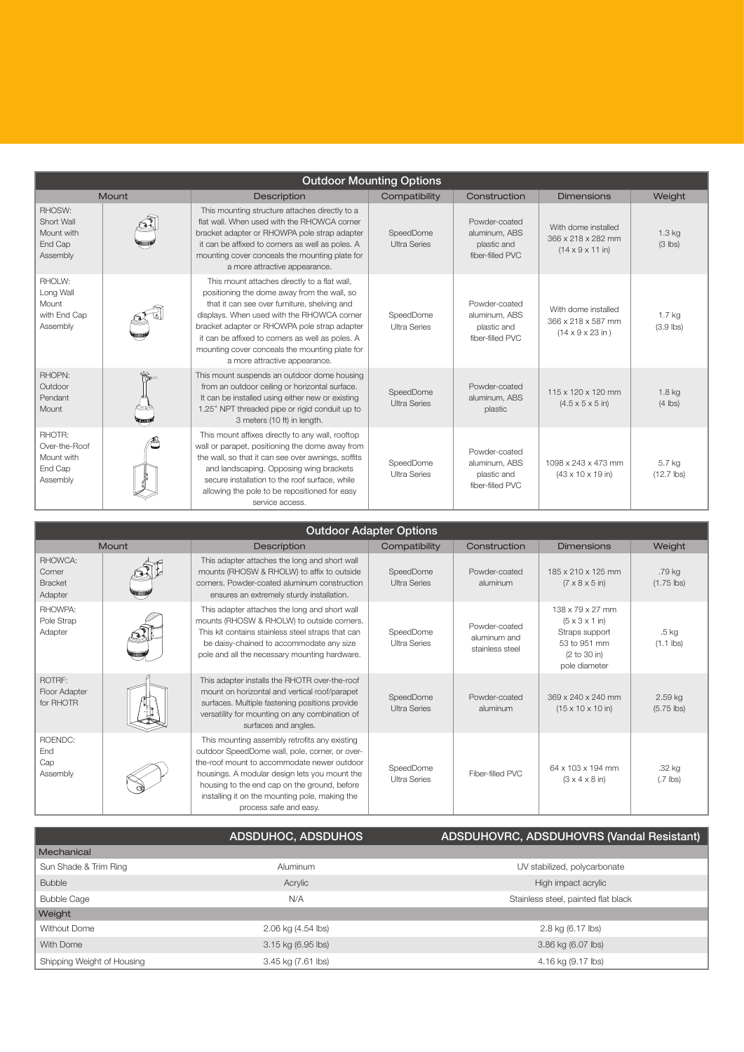| Outdoor Mounting Options | | | | | |
|---|---|---|---|---|---|
| **Mount** | **Description** | **Compatibility** | **Construction** | **Dimensions** | **Weight** |
| RHOSW: Short Wall Mount with End Cap Assembly | This mounting structure attaches directly to a flat wall. When used with the RHOWCA corner bracket adapter or RHOWPA pole strap adapter it can be affixed to corners as well as poles. A mounting cover conceals the mounting plate for a more attractive appearance. | SpeedDome Ultra Series | Powder-coated aluminum, ABS plastic and fiber-filled PVC | With dome installed 366 x 218 x 282 mm (14 x 9 x 11 in) | 1.3 kg (3 lbs) |
| RHOLW: Long Wall Mount with End Cap Assembly | This mount attaches directly to a flat wall, positioning the dome away from the wall, so that it can see over furniture, shelving and displays. When used with the RHOWCA corner bracket adapter or RHOWPA pole strap adapter it can be affixed to corners as well as poles. A mounting cover conceals the mounting plate for a more attractive appearance. | SpeedDome Ultra Series | Powder-coated aluminum, ABS plastic and fiber-filled PVC | With dome installed 366 x 218 x 587 mm (14 x 9 x 23 in ) | 1.7 kg (3.9 lbs) |
| RHOPN: Outdoor Pendant Mount | This mount suspends an outdoor dome housing from an outdoor ceiling or horizontal surface. It can be installed using either new or existing 1.25" NPT threaded pipe or rigid conduit up to 3 meters (10 ft) in length. | SpeedDome Ultra Series | Powder-coated aluminum, ABS plastic | 115 x 120 x 120 mm (4.5 x 5 x 5 in) | 1.8 kg (4 lbs) |
| RHOTR: Over-the-Roof Mount with End Cap Assembly | This mount affixes directly to any wall, rooftop wall or parapet, positioning the dome away from the wall, so that it can see over awnings, soffits and landscaping. Opposing wing brackets secure installation to the roof surface, while allowing the pole to be repositioned for easy service access. | SpeedDome Ultra Series | Powder-coated aluminum, ABS plastic and fiber-filled PVC | 1098 x 243 x 473 mm (43 x 10 x 19 in) | 5.7 kg (12.7 lbs) |

| Outdoor Adapter Options | | | | | |
|---|---|---|---|---|---|
| **Mount** | **Description** | **Compatibility** | **Construction** | **Dimensions** | **Weight** |
| RHOWCA: Corner Bracket Adapter | This adapter attaches the long and short wall mounts (RHOSW & RHOLW) to affix to outside corners. Powder-coated aluminum construction ensures an extremely sturdy installation. | SpeedDome Ultra Series | Powder-coated aluminum | 185 x 210 x 125 mm (7 x 8 x 5 in) | .79 kg (1.75 lbs) |
| RHOWPA: Pole Strap Adapter | This adapter attaches the long and short wall mounts (RHOSW & RHOLW) to outside corners. This kit contains stainless steel straps that can be daisy-chained to accommodate any size pole and all the necessary mounting hardware. | SpeedDome Ultra Series | Powder-coated aluminum and stainless steel | 138 x 79 x 27 mm (5 x 3 x 1 in) Straps support 53 to 951 mm (2 to 30 in) pole diameter | .5 kg (1.1 lbs) |
| ROTRF: Floor Adapter for RHOTR | This adapter installs the RHOTR over-the-roof mount on horizontal and vertical roof/parapet surfaces. Multiple fastening positions provide versatility for mounting on any combination of surfaces and angles. | SpeedDome Ultra Series | Powder-coated aluminum | 369 x 240 x 240 mm (15 x 10 x 10 in) | 2.59 kg (5.75 lbs) |
| ROENDC: End Cap Assembly | This mounting assembly retrofits any existing outdoor SpeedDome wall, pole, corner, or over-the-roof mount to accommodate newer outdoor housings. A modular design lets you mount the housing to the end cap on the ground, before installing it on the mounting pole, making the process safe and easy. | SpeedDome Ultra Series | Fiber-filled PVC | 64 x 103 x 194 mm (3 x 4 x 8 in) | .32 kg (.7 lbs) |

| | ADSDUHOC, ADSDUHOS | ADSDUHOVRC, ADSDUHOVRS (Vandal Resistant) |
|---|---|---|
| **Mechanical** | | |
| Sun Shade & Trim Ring | Aluminum | UV stabilized, polycarbonate |
| Bubble | Acrylic | High impact acrylic |
| Bubble Cage | N/A | Stainless steel, painted flat black |
| **Weight** | | |
| Without Dome | 2.06 kg (4.54 lbs) | 2.8 kg (6.17 lbs) |
| With Dome | 3.15 kg (6.95 lbs) | 3.86 kg (6.07 lbs) |
| Shipping Weight of Housing | 3.45 kg (7.61 lbs) | 4.16 kg (9.17 lbs) |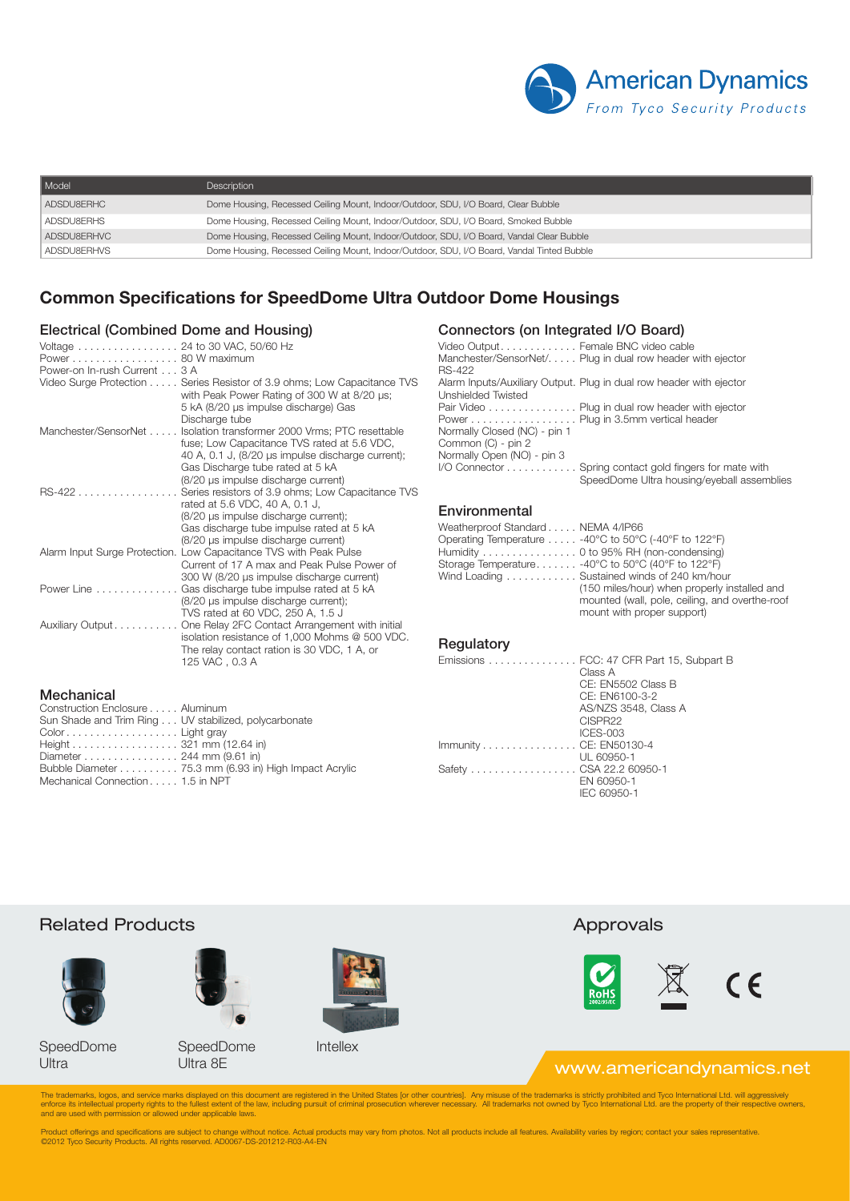American Dynamics
*From Tyco Security Products*

| Model | Description |
|---|---|
| ADSDU8ERHC | Dome Housing, Recessed Ceiling Mount, Indoor/Outdoor, SDU, I/O Board, Clear Bubble |
| ADSDU8ERHS | Dome Housing, Recessed Ceiling Mount, Indoor/Outdoor, SDU, I/O Board, Smoked Bubble |
| ADSDU8ERHVC | Dome Housing, Recessed Ceiling Mount, Indoor/Outdoor, SDU, I/O Board, Vandal Clear Bubble |
| ADSDU8ERHVS | Dome Housing, Recessed Ceiling Mount, Indoor/Outdoor, SDU, I/O Board, Vandal Tinted Bubble |

## Common Specifications for SpeedDome Ultra Outdoor Dome Housings

### Electrical (Combined Dome and Housing)

| | |
|---|---|
| Voltage | 24 to 30 VAC, 50/60 Hz |
| Power | 80 W maximum |
| Power-on In-rush Current | 3 A |
| Video Surge Protection | Series Resistor of 3.9 ohms; Low Capacitance TVS with Peak Power Rating of 300 W at 8/20 µs; 5 kA (8/20 µs impulse discharge) Gas Discharge tube |
| Manchester/SensorNet | Isolation transformer 2000 Vrms; PTC resettable fuse; Low Capacitance TVS rated at 5.6 VDC, 40 A, 0.1 J, (8/20 µs impulse discharge current); Gas Discharge tube rated at 5 kA (8/20 µs impulse discharge current) |
| RS-422 | Series resistors of 3.9 ohms; Low Capacitance TVS rated at 5.6 VDC, 40 A, 0.1 J, (8/20 µs impulse discharge current); Gas discharge tube impulse rated at 5 kA (8/20 µs impulse discharge current) |
| Alarm Input Surge Protection | Low Capacitance TVS with Peak Pulse Current of 17 A max and Peak Pulse Power of 300 W (8/20 µs impulse discharge current) |
| Power Line | Gas discharge tube impulse rated at 5 kA (8/20 µs impulse discharge current); TVS rated at 60 VDC, 250 A, 1.5 J |
| Auxiliary Output | One Relay 2FC Contact Arrangement with initial isolation resistance of 1,000 Mohms @ 500 VDC. The relay contact ration is 30 VDC, 1 A, or 125 VAC , 0.3 A |

### Mechanical

| | |
|---|---|
| Construction Enclosure | Aluminum |
| Sun Shade and Trim Ring | UV stabilized, polycarbonate |
| Color | Light gray |
| Height | 321 mm (12.64 in) |
| Diameter | 244 mm (9.61 in) |
| Bubble Diameter | 75.3 mm (6.93 in) High Impact Acrylic |
| Mechanical Connection | 1.5 in NPT |

### Connectors (on Integrated I/O Board)

| | |
|---|---|
| Video Output | Female BNC video cable |
| Manchester/SensorNet/. RS-422 | Plug in dual row header with ejector |
| Alarm Inputs/Auxiliary Output. Unshielded Twisted | Plug in dual row header with ejector |
| Pair Video | Plug in dual row header with ejector |
| Power | Plug in 3.5mm vertical header |
| Normally Closed (NC) - pin 1<br>Common (C) - pin 2<br>Normally Open (NO) - pin 3 | |
| I/O Connector | Spring contact gold fingers for mate with SpeedDome Ultra housing/eyeball assemblies |

### Environmental

| | |
|---|---|
| Weatherproof Standard | NEMA 4/IP66 |
| Operating Temperature | -40°C to 50°C (-40°F to 122°F) |
| Humidity | 0 to 95% RH (non-condensing) |
| Storage Temperature | -40°C to 50°C (40°F to 122°F) |
| Wind Loading | Sustained winds of 240 km/hour (150 miles/hour) when properly installed and mounted (wall, pole, ceiling, and overthe-roof mount with proper support) |

### Regulatory

| | |
|---|---|
| Emissions | FCC: 47 CFR Part 15, Subpart B Class A<br>CE: EN5502 Class B<br>CE: EN6100-3-2<br>AS/NZS 3548, Class A<br>CISPR22<br>ICES-003 |
| Immunity | CE: EN50130-4<br>UL 60950-1 |
| Safety | CSA 22.2 60950-1<br>EN 60950-1<br>IEC 60950-1 |

## Related Products

SpeedDome Ultra

SpeedDome Ultra 8E

Intellex

## Approvals

RoHS 2002/95/EC

CE

www.americandynamics.net

The trademarks, logos, and service marks displayed on this document are registered in the United States [or other countries]. Any misuse of the trademarks is strictly prohibited and Tyco International Ltd. will aggressively enforce its intellectual property rights to the fullest extent of the law, including pursuit of criminal prosecution wherever necessary. All trademarks not owned by Tyco International Ltd. are the property of their respective owners, and are used with permission or allowed under applicable laws.

Product offerings and specifications are subject to change without notice. Actual products may vary from photos. Not all products include all features. Availability varies by region; contact your sales representative.
©2012 Tyco Security Products. All rights reserved. AD0067-DS-201212-R03-A4-EN